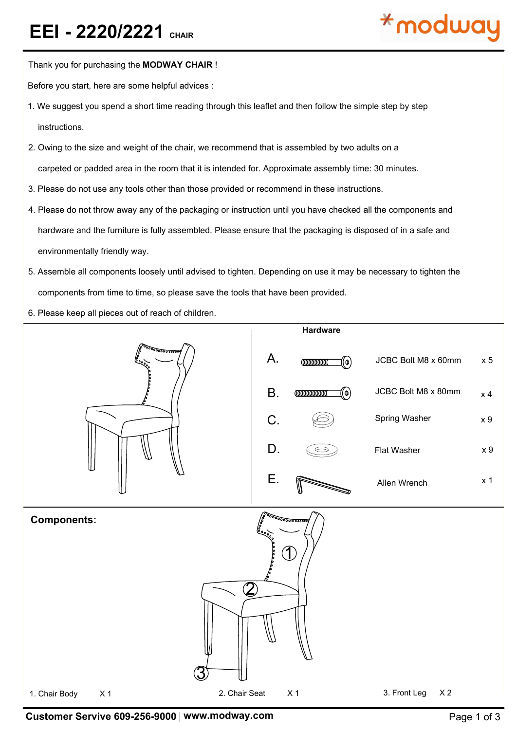# EEI - 2220/2221 CHAIR

Thank you for purchasing the **MODWAY CHAIR** !

Before you start, here are some helpful advices :

1. We suggest you spend a short time reading through this leaflet and then follow the simple step by step instructions.
2. Owing to the size and weight of the chair, we recommend that is assembled by two adults on a carpeted or padded area in the room that it is intended for. Approximate assembly time: 30 minutes.
3. Please do not use any tools other than those provided or recommend in these instructions.
4. Please do not throw away any of the packaging or instruction until you have checked all the components and hardware and the furniture is fully assembled. Please ensure that the packaging is disposed of in a safe and environmentally friendly way.
5. Assemble all components loosely until advised to tighten. Depending on use it may be necessary to tighten the components from time to time, so please save the tools that have been provided.
6. Please keep all pieces out of reach of children.

## Hardware

| | Description | Qty |
|---|---|---|
| A. | JCBC Bolt M8 x 60mm | x 5 |
| B. | JCBC Bolt M8 x 80mm | x 4 |
| C. | Spring Washer | x 9 |
| D. | Flat Washer | x 9 |
| E. | Allen Wrench | x 1 |

## Components:

1. Chair Body X 1
2. Chair Seat X 1
3. Front Leg X 2

**Customer Servive 609-256-9000** | **www.modway.com**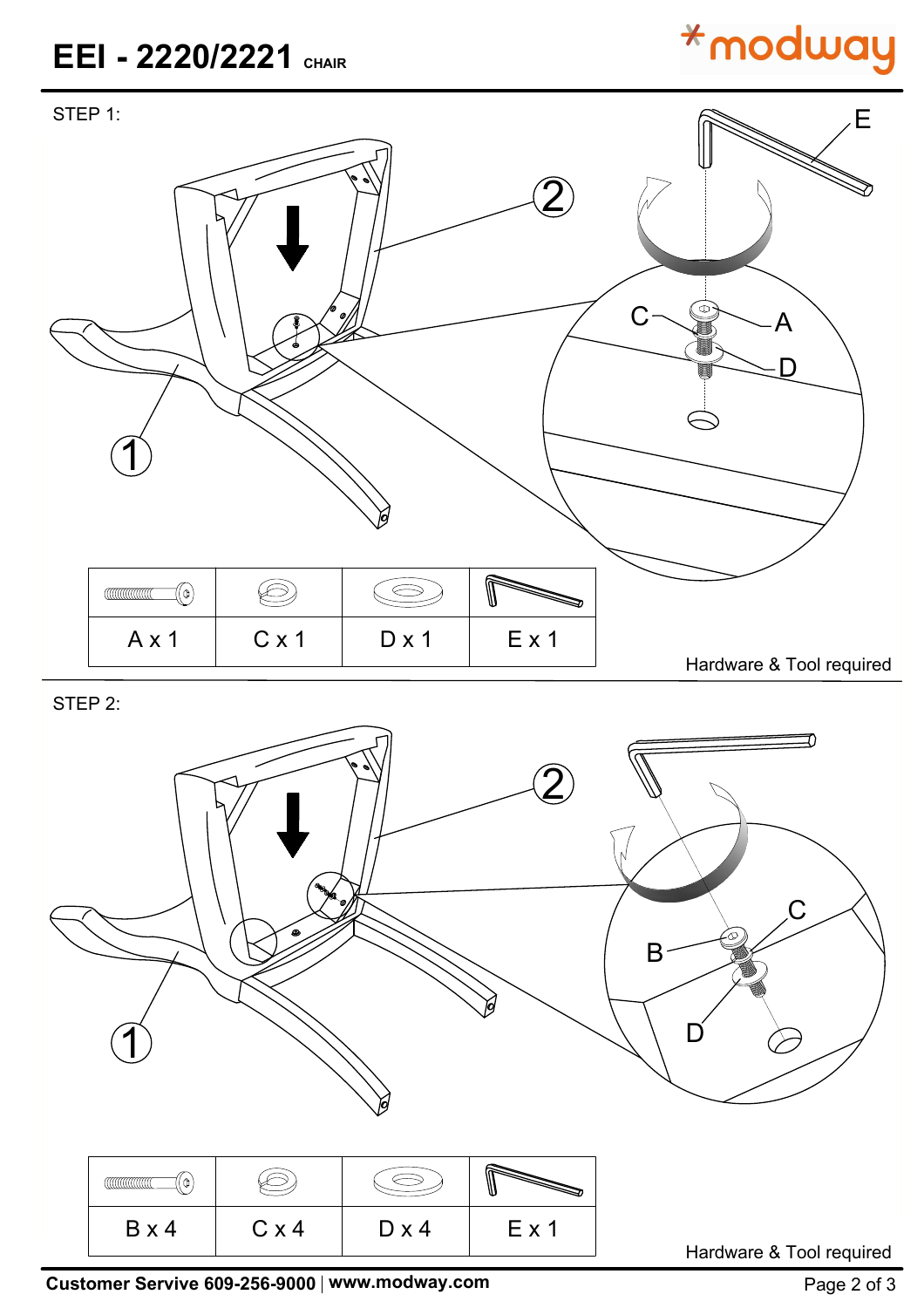# EEI - 2220/2221 CHAIR

STEP 1:

| A x 1 | C x 1 | D x 1 | E x 1 |
|---|---|---|---|

Hardware & Tool required

STEP 2:

| B x 4 | C x 4 | D x 4 | E x 1 |
|---|---|---|---|

Hardware & Tool required

**Customer Servive 609-256-9000** | **www.modway.com**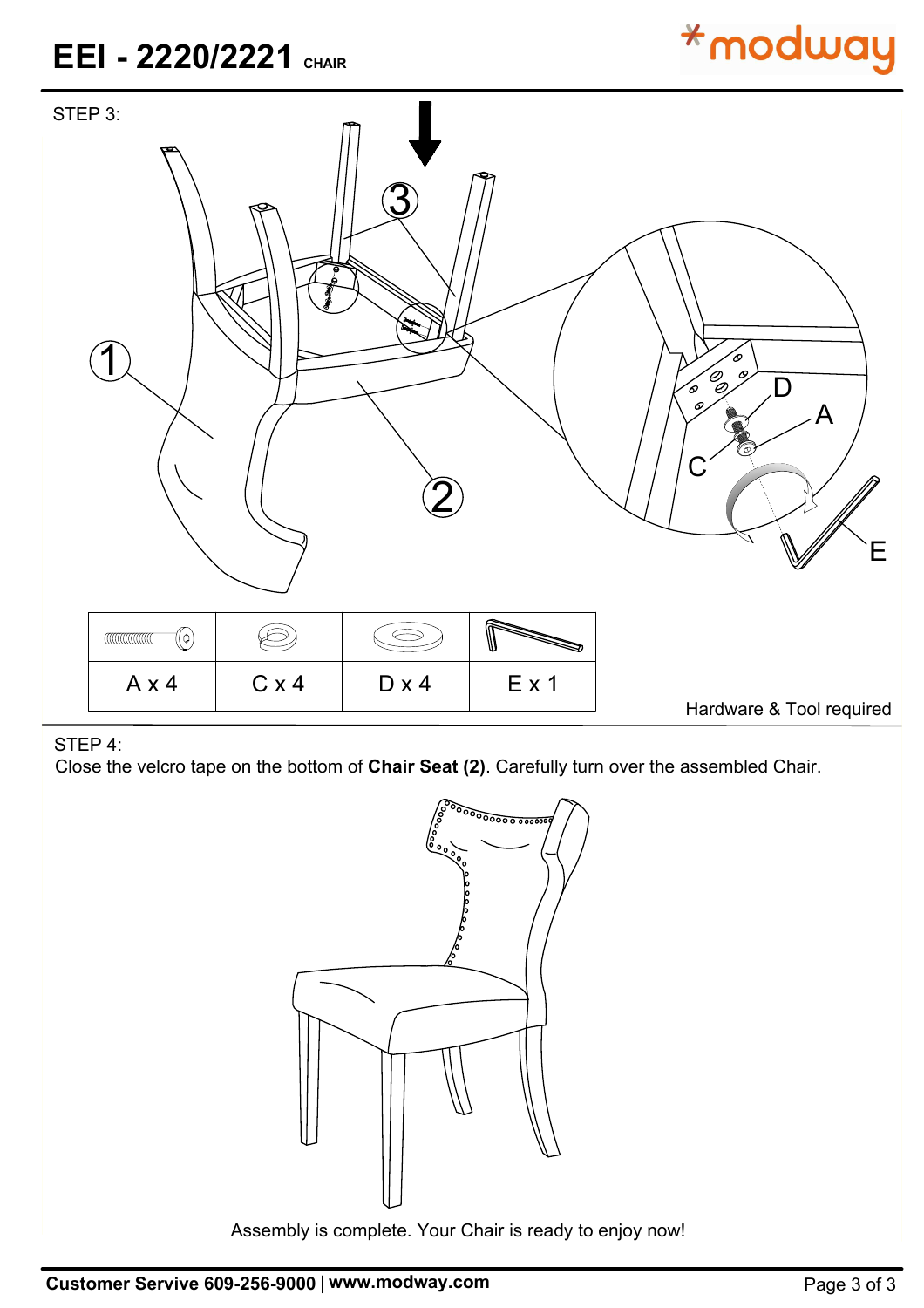# EEI - 2220/2221 CHAIR

STEP 3:

1

2

3

D

A

C

E

| | | | |
|---|---|---|---|
| A x 4 | C x 4 | D x 4 | E x 1 |

Hardware & Tool required

STEP 4:

Close the velcro tape on the bottom of **Chair Seat (2)**. Carefully turn over the assembled Chair.

Assembly is complete. Your Chair is ready to enjoy now!

**Customer Servive 609-256-9000** | **www.modway.com**